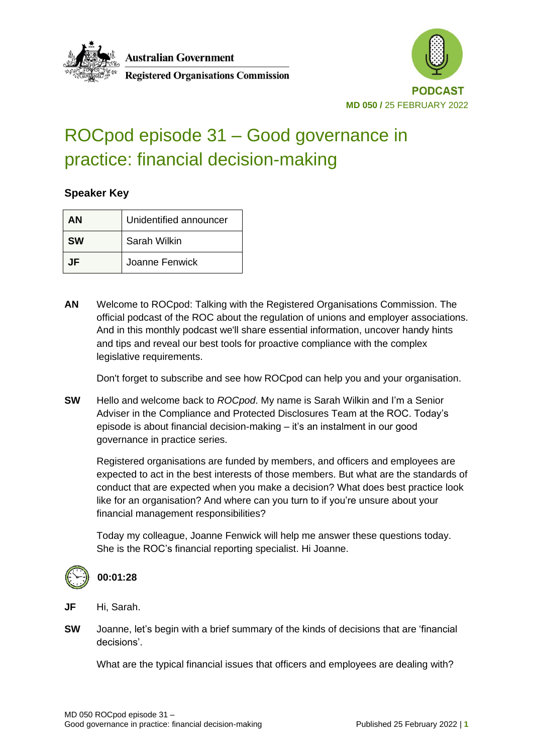Australian Government

Registered Organisations Commission

PODCAST

**MD 050 /** 25 FEBRUARY 2022

# ROCpod episode 31 – Good governance in practice: financial decision-making

## Speaker Key

| | |
|---|---|
| **AN** | Unidentified announcer |
| **SW** | Sarah Wilkin |
| **JF** | Joanne Fenwick |

**AN** Welcome to ROCpod: Talking with the Registered Organisations Commission. The official podcast of the ROC about the regulation of unions and employer associations. And in this monthly podcast we'll share essential information, uncover handy hints and tips and reveal our best tools for proactive compliance with the complex legislative requirements.

Don't forget to subscribe and see how ROCpod can help you and your organisation.

**SW** Hello and welcome back to *ROCpod*. My name is Sarah Wilkin and I'm a Senior Adviser in the Compliance and Protected Disclosures Team at the ROC. Today's episode is about financial decision-making – it's an instalment in our good governance in practice series.

Registered organisations are funded by members, and officers and employees are expected to act in the best interests of those members. But what are the standards of conduct that are expected when you make a decision? What does best practice look like for an organisation? And where can you turn to if you're unsure about your financial management responsibilities?

Today my colleague, Joanne Fenwick will help me answer these questions today. She is the ROC's financial reporting specialist. Hi Joanne.

**00:01:28**

**JF** Hi, Sarah.

**SW** Joanne, let's begin with a brief summary of the kinds of decisions that are 'financial decisions'.

What are the typical financial issues that officers and employees are dealing with?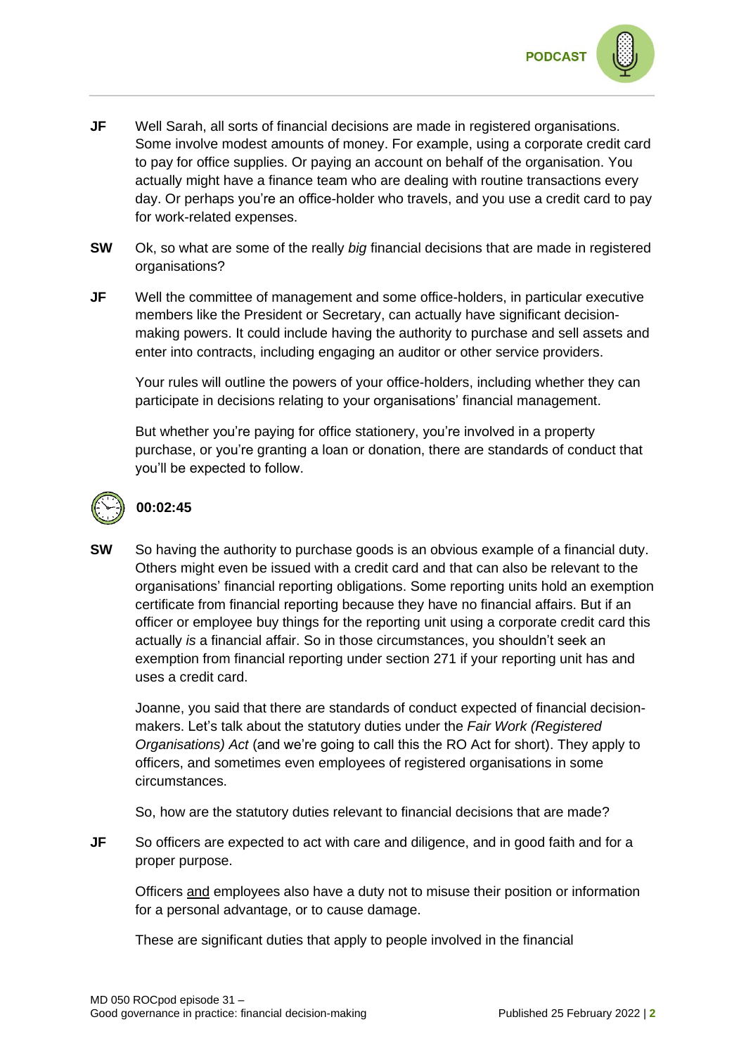**JF** Well Sarah, all sorts of financial decisions are made in registered organisations. Some involve modest amounts of money. For example, using a corporate credit card to pay for office supplies. Or paying an account on behalf of the organisation. You actually might have a finance team who are dealing with routine transactions every day. Or perhaps you're an office-holder who travels, and you use a credit card to pay for work-related expenses.

**SW** Ok, so what are some of the really *big* financial decisions that are made in registered organisations?

**JF** Well the committee of management and some office-holders, in particular executive members like the President or Secretary, can actually have significant decision-making powers. It could include having the authority to purchase and sell assets and enter into contracts, including engaging an auditor or other service providers.

Your rules will outline the powers of your office-holders, including whether they can participate in decisions relating to your organisations' financial management.

But whether you're paying for office stationery, you're involved in a property purchase, or you're granting a loan or donation, there are standards of conduct that you'll be expected to follow.

**00:02:45**

**SW** So having the authority to purchase goods is an obvious example of a financial duty. Others might even be issued with a credit card and that can also be relevant to the organisations' financial reporting obligations. Some reporting units hold an exemption certificate from financial reporting because they have no financial affairs. But if an officer or employee buy things for the reporting unit using a corporate credit card this actually *is* a financial affair. So in those circumstances, you shouldn't seek an exemption from financial reporting under section 271 if your reporting unit has and uses a credit card.

Joanne, you said that there are standards of conduct expected of financial decision-makers. Let's talk about the statutory duties under the *Fair Work (Registered Organisations) Act* (and we're going to call this the RO Act for short). They apply to officers, and sometimes even employees of registered organisations in some circumstances.

So, how are the statutory duties relevant to financial decisions that are made?

**JF** So officers are expected to act with care and diligence, and in good faith and for a proper purpose.

Officers <u>and</u> employees also have a duty not to misuse their position or information for a personal advantage, or to cause damage.

These are significant duties that apply to people involved in the financial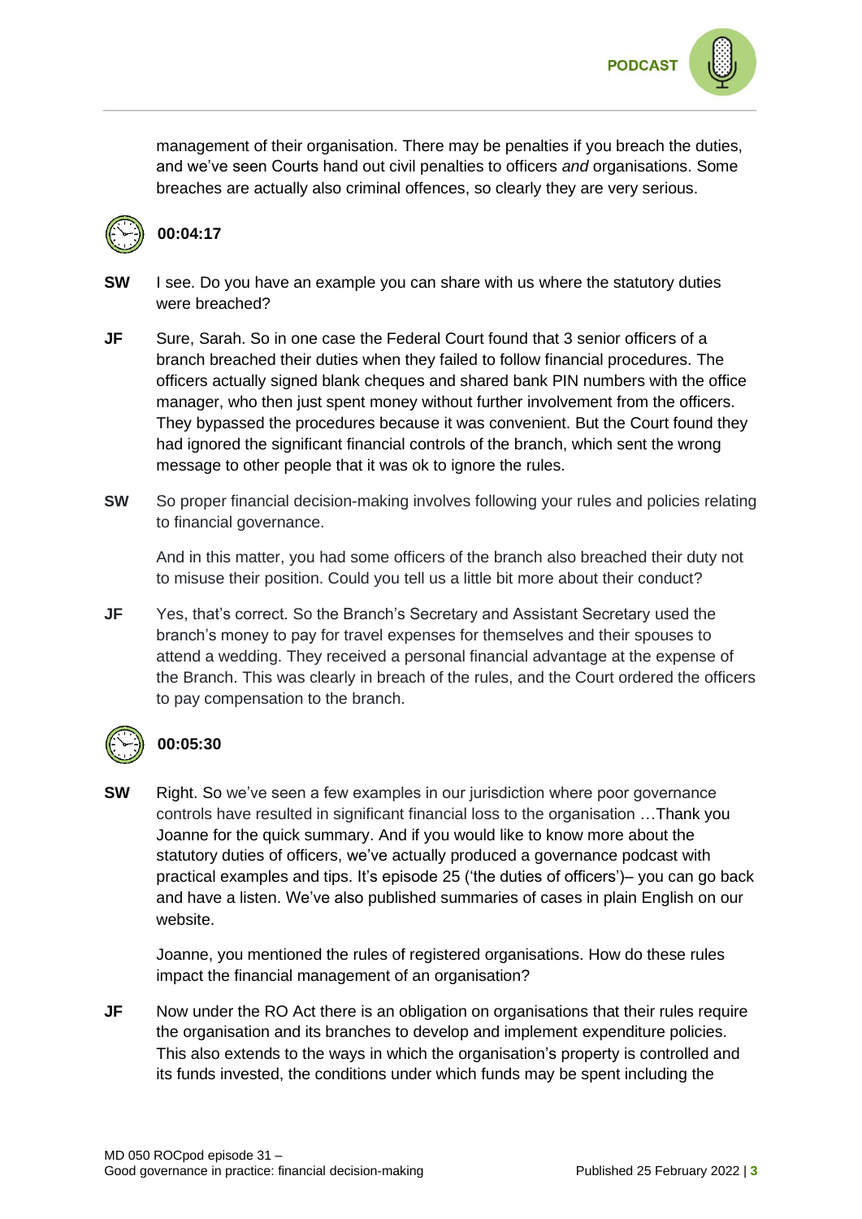management of their organisation. There may be penalties if you breach the duties, and we've seen Courts hand out civil penalties to officers *and* organisations. Some breaches are actually also criminal offences, so clearly they are very serious.

**00:04:17**

**SW** I see. Do you have an example you can share with us where the statutory duties were breached?

**JF** Sure, Sarah. So in one case the Federal Court found that 3 senior officers of a branch breached their duties when they failed to follow financial procedures. The officers actually signed blank cheques and shared bank PIN numbers with the office manager, who then just spent money without further involvement from the officers. They bypassed the procedures because it was convenient. But the Court found they had ignored the significant financial controls of the branch, which sent the wrong message to other people that it was ok to ignore the rules.

**SW** So proper financial decision-making involves following your rules and policies relating to financial governance.

And in this matter, you had some officers of the branch also breached their duty not to misuse their position. Could you tell us a little bit more about their conduct?

**JF** Yes, that's correct. So the Branch's Secretary and Assistant Secretary used the branch's money to pay for travel expenses for themselves and their spouses to attend a wedding. They received a personal financial advantage at the expense of the Branch. This was clearly in breach of the rules, and the Court ordered the officers to pay compensation to the branch.

**00:05:30**

**SW** Right. So we've seen a few examples in our jurisdiction where poor governance controls have resulted in significant financial loss to the organisation …Thank you Joanne for the quick summary. And if you would like to know more about the statutory duties of officers, we've actually produced a governance podcast with practical examples and tips. It's episode 25 ('the duties of officers')– you can go back and have a listen. We've also published summaries of cases in plain English on our website.

Joanne, you mentioned the rules of registered organisations. How do these rules impact the financial management of an organisation?

**JF** Now under the RO Act there is an obligation on organisations that their rules require the organisation and its branches to develop and implement expenditure policies. This also extends to the ways in which the organisation's property is controlled and its funds invested, the conditions under which funds may be spent including the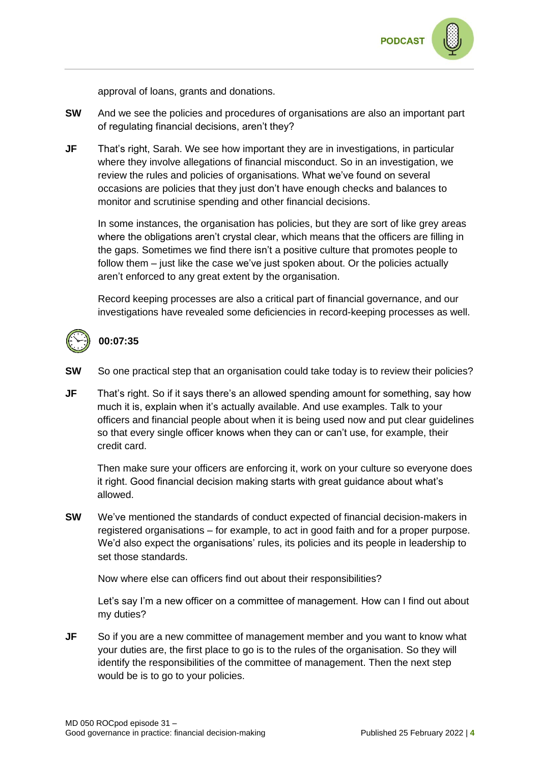approval of loans, grants and donations.

**SW** And we see the policies and procedures of organisations are also an important part of regulating financial decisions, aren't they?

**JF** That's right, Sarah. We see how important they are in investigations, in particular where they involve allegations of financial misconduct. So in an investigation, we review the rules and policies of organisations. What we've found on several occasions are policies that they just don't have enough checks and balances to monitor and scrutinise spending and other financial decisions.

In some instances, the organisation has policies, but they are sort of like grey areas where the obligations aren't crystal clear, which means that the officers are filling in the gaps. Sometimes we find there isn't a positive culture that promotes people to follow them – just like the case we've just spoken about. Or the policies actually aren't enforced to any great extent by the organisation.

Record keeping processes are also a critical part of financial governance, and our investigations have revealed some deficiencies in record-keeping processes as well.

**00:07:35**

**SW** So one practical step that an organisation could take today is to review their policies?

**JF** That's right. So if it says there's an allowed spending amount for something, say how much it is, explain when it's actually available. And use examples. Talk to your officers and financial people about when it is being used now and put clear guidelines so that every single officer knows when they can or can't use, for example, their credit card.

Then make sure your officers are enforcing it, work on your culture so everyone does it right. Good financial decision making starts with great guidance about what's allowed.

**SW** We've mentioned the standards of conduct expected of financial decision-makers in registered organisations – for example, to act in good faith and for a proper purpose. We'd also expect the organisations' rules, its policies and its people in leadership to set those standards.

Now where else can officers find out about their responsibilities?

Let's say I'm a new officer on a committee of management. How can I find out about my duties?

**JF** So if you are a new committee of management member and you want to know what your duties are, the first place to go is to the rules of the organisation. So they will identify the responsibilities of the committee of management. Then the next step would be is to go to your policies.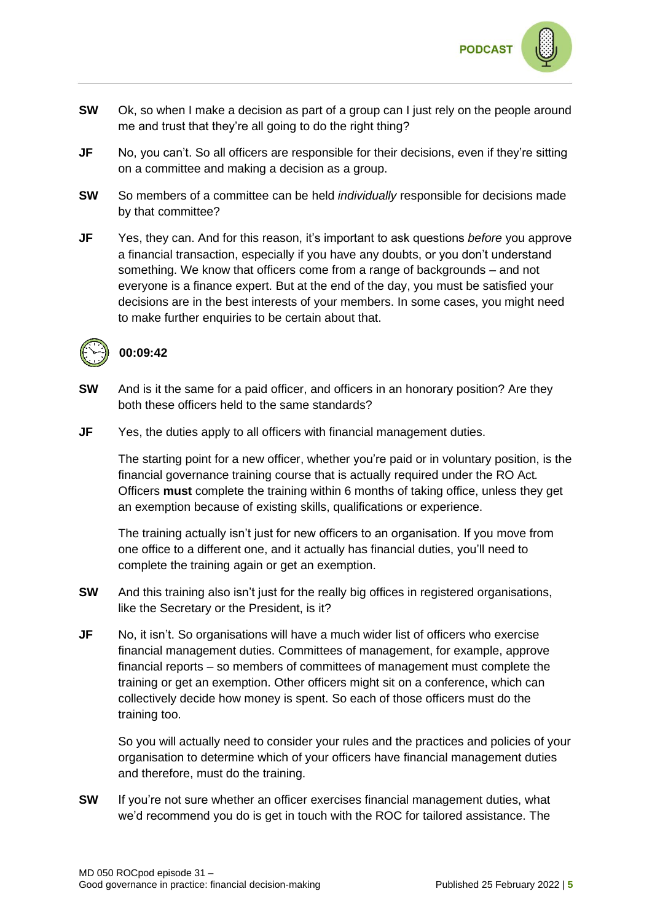**SW** Ok, so when I make a decision as part of a group can I just rely on the people around me and trust that they're all going to do the right thing?

**JF** No, you can't. So all officers are responsible for their decisions, even if they're sitting on a committee and making a decision as a group.

**SW** So members of a committee can be held *individually* responsible for decisions made by that committee?

**JF** Yes, they can. And for this reason, it's important to ask questions *before* you approve a financial transaction, especially if you have any doubts, or you don't understand something. We know that officers come from a range of backgrounds – and not everyone is a finance expert. But at the end of the day, you must be satisfied your decisions are in the best interests of your members. In some cases, you might need to make further enquiries to be certain about that.

**00:09:42**

**SW** And is it the same for a paid officer, and officers in an honorary position? Are they both these officers held to the same standards?

**JF** Yes, the duties apply to all officers with financial management duties.

The starting point for a new officer, whether you're paid or in voluntary position, is the financial governance training course that is actually required under the RO Act. Officers **must** complete the training within 6 months of taking office, unless they get an exemption because of existing skills, qualifications or experience.

The training actually isn't just for new officers to an organisation. If you move from one office to a different one, and it actually has financial duties, you'll need to complete the training again or get an exemption.

**SW** And this training also isn't just for the really big offices in registered organisations, like the Secretary or the President, is it?

**JF** No, it isn't. So organisations will have a much wider list of officers who exercise financial management duties. Committees of management, for example, approve financial reports – so members of committees of management must complete the training or get an exemption. Other officers might sit on a conference, which can collectively decide how money is spent. So each of those officers must do the training too.

So you will actually need to consider your rules and the practices and policies of your organisation to determine which of your officers have financial management duties and therefore, must do the training.

**SW** If you're not sure whether an officer exercises financial management duties, what we'd recommend you do is get in touch with the ROC for tailored assistance. The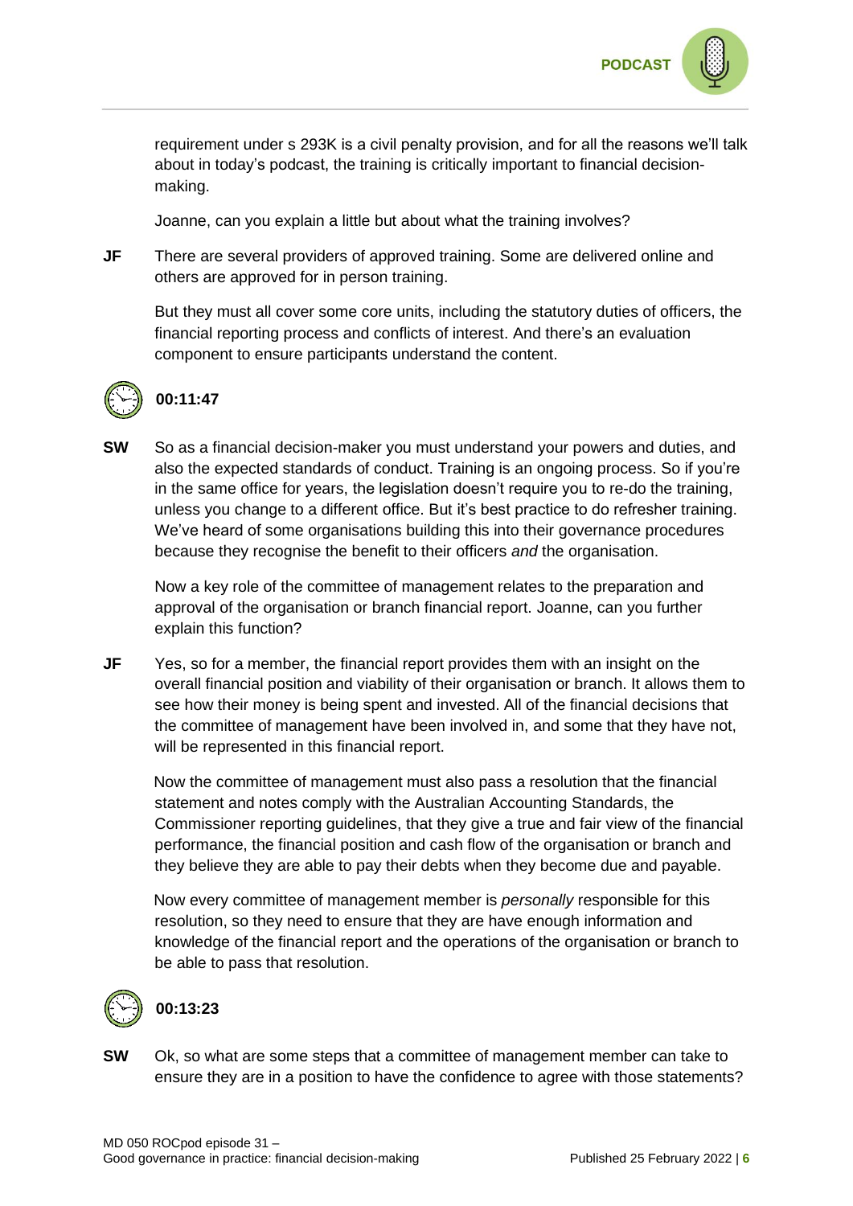requirement under s 293K is a civil penalty provision, and for all the reasons we'll talk about in today's podcast, the training is critically important to financial decision-making.

Joanne, can you explain a little but about what the training involves?

**JF** There are several providers of approved training. Some are delivered online and others are approved for in person training.

But they must all cover some core units, including the statutory duties of officers, the financial reporting process and conflicts of interest. And there's an evaluation component to ensure participants understand the content.

**00:11:47**

**SW** So as a financial decision-maker you must understand your powers and duties, and also the expected standards of conduct. Training is an ongoing process. So if you're in the same office for years, the legislation doesn't require you to re-do the training, unless you change to a different office. But it's best practice to do refresher training. We've heard of some organisations building this into their governance procedures because they recognise the benefit to their officers *and* the organisation.

Now a key role of the committee of management relates to the preparation and approval of the organisation or branch financial report. Joanne, can you further explain this function?

**JF** Yes, so for a member, the financial report provides them with an insight on the overall financial position and viability of their organisation or branch. It allows them to see how their money is being spent and invested. All of the financial decisions that the committee of management have been involved in, and some that they have not, will be represented in this financial report.

Now the committee of management must also pass a resolution that the financial statement and notes comply with the Australian Accounting Standards, the Commissioner reporting guidelines, that they give a true and fair view of the financial performance, the financial position and cash flow of the organisation or branch and they believe they are able to pay their debts when they become due and payable.

Now every committee of management member is *personally* responsible for this resolution, so they need to ensure that they are have enough information and knowledge of the financial report and the operations of the organisation or branch to be able to pass that resolution.

**00:13:23**

**SW** Ok, so what are some steps that a committee of management member can take to ensure they are in a position to have the confidence to agree with those statements?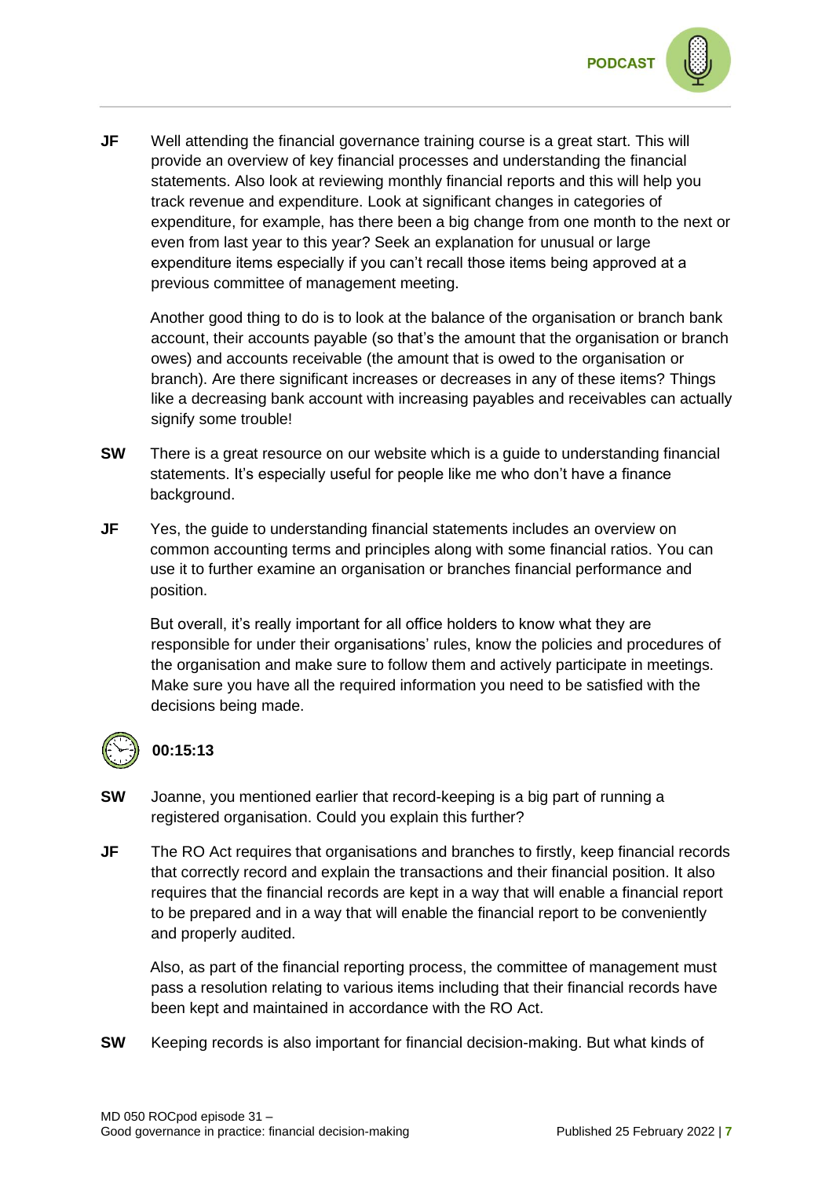**JF** Well attending the financial governance training course is a great start. This will provide an overview of key financial processes and understanding the financial statements. Also look at reviewing monthly financial reports and this will help you track revenue and expenditure. Look at significant changes in categories of expenditure, for example, has there been a big change from one month to the next or even from last year to this year? Seek an explanation for unusual or large expenditure items especially if you can't recall those items being approved at a previous committee of management meeting.

Another good thing to do is to look at the balance of the organisation or branch bank account, their accounts payable (so that's the amount that the organisation or branch owes) and accounts receivable (the amount that is owed to the organisation or branch). Are there significant increases or decreases in any of these items? Things like a decreasing bank account with increasing payables and receivables can actually signify some trouble!

**SW** There is a great resource on our website which is a guide to understanding financial statements. It's especially useful for people like me who don't have a finance background.

**JF** Yes, the guide to understanding financial statements includes an overview on common accounting terms and principles along with some financial ratios. You can use it to further examine an organisation or branches financial performance and position.

But overall, it's really important for all office holders to know what they are responsible for under their organisations' rules, know the policies and procedures of the organisation and make sure to follow them and actively participate in meetings. Make sure you have all the required information you need to be satisfied with the decisions being made.

**00:15:13**

**SW** Joanne, you mentioned earlier that record-keeping is a big part of running a registered organisation. Could you explain this further?

**JF** The RO Act requires that organisations and branches to firstly, keep financial records that correctly record and explain the transactions and their financial position. It also requires that the financial records are kept in a way that will enable a financial report to be prepared and in a way that will enable the financial report to be conveniently and properly audited.

Also, as part of the financial reporting process, the committee of management must pass a resolution relating to various items including that their financial records have been kept and maintained in accordance with the RO Act.

**SW** Keeping records is also important for financial decision-making. But what kinds of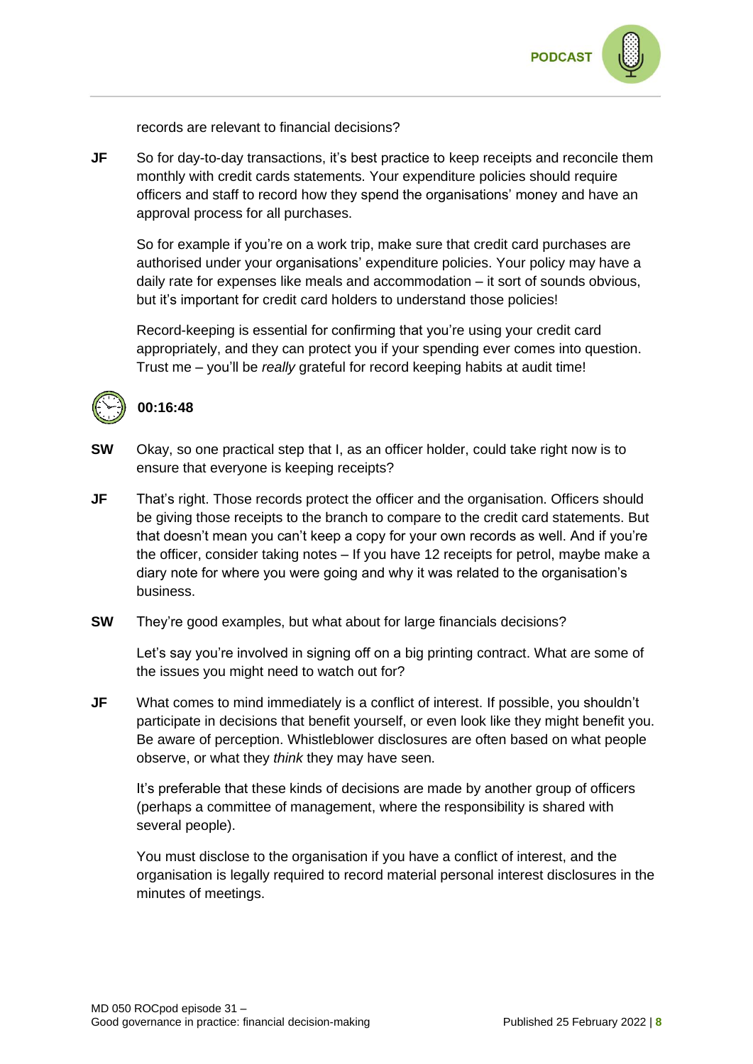records are relevant to financial decisions?

**JF** So for day-to-day transactions, it's best practice to keep receipts and reconcile them monthly with credit cards statements. Your expenditure policies should require officers and staff to record how they spend the organisations' money and have an approval process for all purchases.

So for example if you're on a work trip, make sure that credit card purchases are authorised under your organisations' expenditure policies. Your policy may have a daily rate for expenses like meals and accommodation – it sort of sounds obvious, but it's important for credit card holders to understand those policies!

Record-keeping is essential for confirming that you're using your credit card appropriately, and they can protect you if your spending ever comes into question. Trust me – you'll be *really* grateful for record keeping habits at audit time!

**00:16:48**

**SW** Okay, so one practical step that I, as an officer holder, could take right now is to ensure that everyone is keeping receipts?

**JF** That's right. Those records protect the officer and the organisation. Officers should be giving those receipts to the branch to compare to the credit card statements. But that doesn't mean you can't keep a copy for your own records as well. And if you're the officer, consider taking notes – If you have 12 receipts for petrol, maybe make a diary note for where you were going and why it was related to the organisation's business.

**SW** They're good examples, but what about for large financials decisions?

Let's say you're involved in signing off on a big printing contract. What are some of the issues you might need to watch out for?

**JF** What comes to mind immediately is a conflict of interest. If possible, you shouldn't participate in decisions that benefit yourself, or even look like they might benefit you. Be aware of perception. Whistleblower disclosures are often based on what people observe, or what they *think* they may have seen.

It's preferable that these kinds of decisions are made by another group of officers (perhaps a committee of management, where the responsibility is shared with several people).

You must disclose to the organisation if you have a conflict of interest, and the organisation is legally required to record material personal interest disclosures in the minutes of meetings.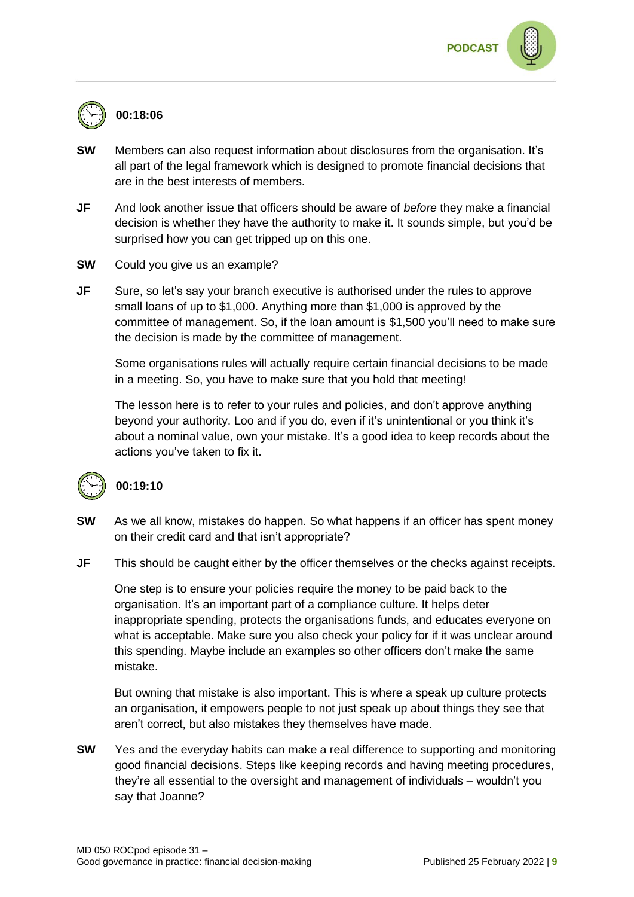**00:18:06**

**SW** Members can also request information about disclosures from the organisation. It's all part of the legal framework which is designed to promote financial decisions that are in the best interests of members.

**JF** And look another issue that officers should be aware of *before* they make a financial decision is whether they have the authority to make it. It sounds simple, but you'd be surprised how you can get tripped up on this one.

**SW** Could you give us an example?

**JF** Sure, so let's say your branch executive is authorised under the rules to approve small loans of up to $1,000. Anything more than $1,000 is approved by the committee of management. So, if the loan amount is $1,500 you'll need to make sure the decision is made by the committee of management.

Some organisations rules will actually require certain financial decisions to be made in a meeting. So, you have to make sure that you hold that meeting!

The lesson here is to refer to your rules and policies, and don't approve anything beyond your authority. Loo and if you do, even if it's unintentional or you think it's about a nominal value, own your mistake. It's a good idea to keep records about the actions you've taken to fix it.

**00:19:10**

**SW** As we all know, mistakes do happen. So what happens if an officer has spent money on their credit card and that isn't appropriate?

**JF** This should be caught either by the officer themselves or the checks against receipts.

One step is to ensure your policies require the money to be paid back to the organisation. It's an important part of a compliance culture. It helps deter inappropriate spending, protects the organisations funds, and educates everyone on what is acceptable. Make sure you also check your policy for if it was unclear around this spending. Maybe include an examples so other officers don't make the same mistake.

But owning that mistake is also important. This is where a speak up culture protects an organisation, it empowers people to not just speak up about things they see that aren't correct, but also mistakes they themselves have made.

**SW** Yes and the everyday habits can make a real difference to supporting and monitoring good financial decisions. Steps like keeping records and having meeting procedures, they're all essential to the oversight and management of individuals – wouldn't you say that Joanne?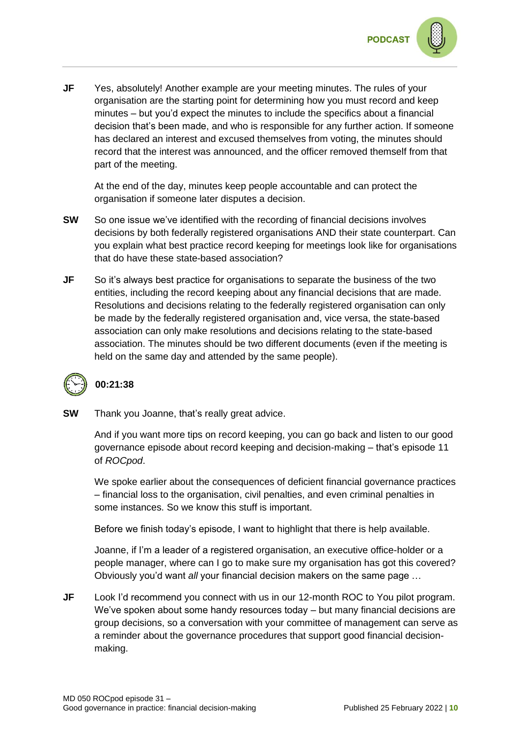**JF** Yes, absolutely! Another example are your meeting minutes. The rules of your organisation are the starting point for determining how you must record and keep minutes – but you'd expect the minutes to include the specifics about a financial decision that's been made, and who is responsible for any further action. If someone has declared an interest and excused themselves from voting, the minutes should record that the interest was announced, and the officer removed themself from that part of the meeting.

At the end of the day, minutes keep people accountable and can protect the organisation if someone later disputes a decision.

**SW** So one issue we've identified with the recording of financial decisions involves decisions by both federally registered organisations AND their state counterpart. Can you explain what best practice record keeping for meetings look like for organisations that do have these state-based association?

**JF** So it's always best practice for organisations to separate the business of the two entities, including the record keeping about any financial decisions that are made. Resolutions and decisions relating to the federally registered organisation can only be made by the federally registered organisation and, vice versa, the state-based association can only make resolutions and decisions relating to the state-based association. The minutes should be two different documents (even if the meeting is held on the same day and attended by the same people).

**00:21:38**

**SW** Thank you Joanne, that's really great advice.

And if you want more tips on record keeping, you can go back and listen to our good governance episode about record keeping and decision-making – that's episode 11 of *ROCpod*.

We spoke earlier about the consequences of deficient financial governance practices – financial loss to the organisation, civil penalties, and even criminal penalties in some instances. So we know this stuff is important.

Before we finish today's episode, I want to highlight that there is help available.

Joanne, if I'm a leader of a registered organisation, an executive office-holder or a people manager, where can I go to make sure my organisation has got this covered? Obviously you'd want *all* your financial decision makers on the same page …

**JF** Look I'd recommend you connect with us in our 12-month ROC to You pilot program. We've spoken about some handy resources today – but many financial decisions are group decisions, so a conversation with your committee of management can serve as a reminder about the governance procedures that support good financial decision-making.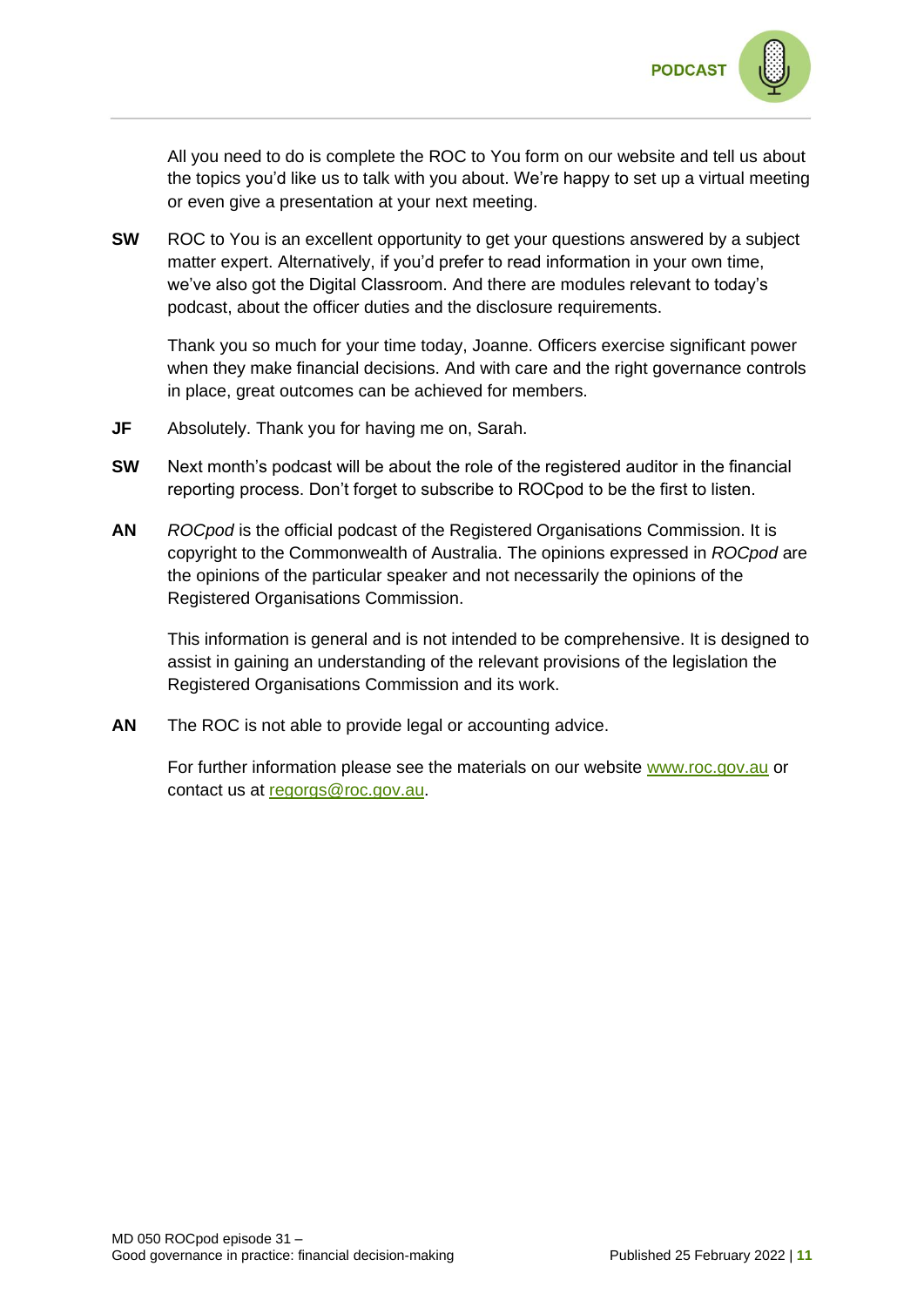All you need to do is complete the ROC to You form on our website and tell us about the topics you'd like us to talk with you about. We're happy to set up a virtual meeting or even give a presentation at your next meeting.

**SW** ROC to You is an excellent opportunity to get your questions answered by a subject matter expert. Alternatively, if you'd prefer to read information in your own time, we've also got the Digital Classroom. And there are modules relevant to today's podcast, about the officer duties and the disclosure requirements.

Thank you so much for your time today, Joanne. Officers exercise significant power when they make financial decisions. And with care and the right governance controls in place, great outcomes can be achieved for members.

**JF** Absolutely. Thank you for having me on, Sarah.

**SW** Next month's podcast will be about the role of the registered auditor in the financial reporting process. Don't forget to subscribe to ROCpod to be the first to listen.

**AN** *ROCpod* is the official podcast of the Registered Organisations Commission. It is copyright to the Commonwealth of Australia. The opinions expressed in *ROCpod* are the opinions of the particular speaker and not necessarily the opinions of the Registered Organisations Commission.

This information is general and is not intended to be comprehensive. It is designed to assist in gaining an understanding of the relevant provisions of the legislation the Registered Organisations Commission and its work.

**AN** The ROC is not able to provide legal or accounting advice.

For further information please see the materials on our website [www.roc.gov.au](http://www.roc.gov.au) or contact us at [regorgs@roc.gov.au](mailto:regorgs@roc.gov.au).